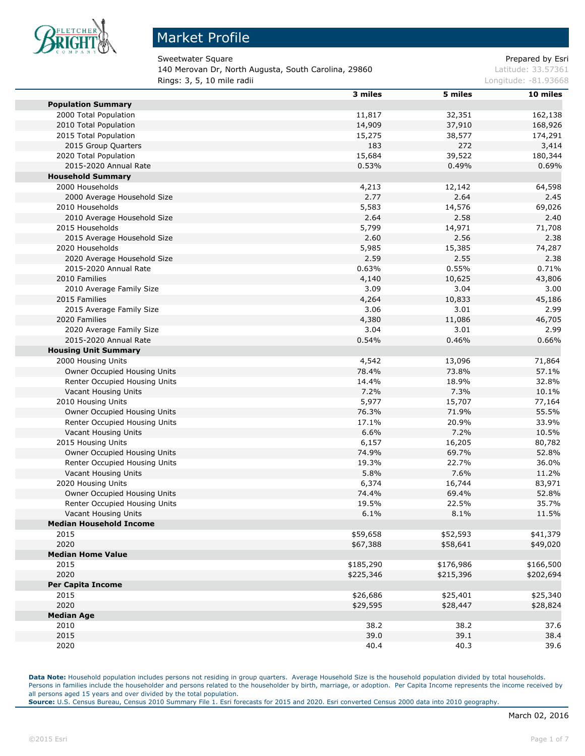# Market Profile

Sweetwater Square
140 Merovan Dr, North Augusta, South Carolina, 29860
Rings: 3, 5, 10 mile radii

Prepared by Esri
Latitude: 33.57361
Longitude: -81.93668

| | 3 miles | 5 miles | 10 miles |
|---|---|---|---|
| **Population Summary** | | | |
| 2000 Total Population | 11,817 | 32,351 | 162,138 |
| 2010 Total Population | 14,909 | 37,910 | 168,926 |
| 2015 Total Population | 15,275 | 38,577 | 174,291 |
| 2015 Group Quarters | 183 | 272 | 3,414 |
| 2020 Total Population | 15,684 | 39,522 | 180,344 |
| 2015-2020 Annual Rate | 0.53% | 0.49% | 0.69% |
| **Household Summary** | | | |
| 2000 Households | 4,213 | 12,142 | 64,598 |
| 2000 Average Household Size | 2.77 | 2.64 | 2.45 |
| 2010 Households | 5,583 | 14,576 | 69,026 |
| 2010 Average Household Size | 2.64 | 2.58 | 2.40 |
| 2015 Households | 5,799 | 14,971 | 71,708 |
| 2015 Average Household Size | 2.60 | 2.56 | 2.38 |
| 2020 Households | 5,985 | 15,385 | 74,287 |
| 2020 Average Household Size | 2.59 | 2.55 | 2.38 |
| 2015-2020 Annual Rate | 0.63% | 0.55% | 0.71% |
| 2010 Families | 4,140 | 10,625 | 43,806 |
| 2010 Average Family Size | 3.09 | 3.04 | 3.00 |
| 2015 Families | 4,264 | 10,833 | 45,186 |
| 2015 Average Family Size | 3.06 | 3.01 | 2.99 |
| 2020 Families | 4,380 | 11,086 | 46,705 |
| 2020 Average Family Size | 3.04 | 3.01 | 2.99 |
| 2015-2020 Annual Rate | 0.54% | 0.46% | 0.66% |
| **Housing Unit Summary** | | | |
| 2000 Housing Units | 4,542 | 13,096 | 71,864 |
| Owner Occupied Housing Units | 78.4% | 73.8% | 57.1% |
| Renter Occupied Housing Units | 14.4% | 18.9% | 32.8% |
| Vacant Housing Units | 7.2% | 7.3% | 10.1% |
| 2010 Housing Units | 5,977 | 15,707 | 77,164 |
| Owner Occupied Housing Units | 76.3% | 71.9% | 55.5% |
| Renter Occupied Housing Units | 17.1% | 20.9% | 33.9% |
| Vacant Housing Units | 6.6% | 7.2% | 10.5% |
| 2015 Housing Units | 6,157 | 16,205 | 80,782 |
| Owner Occupied Housing Units | 74.9% | 69.7% | 52.8% |
| Renter Occupied Housing Units | 19.3% | 22.7% | 36.0% |
| Vacant Housing Units | 5.8% | 7.6% | 11.2% |
| 2020 Housing Units | 6,374 | 16,744 | 83,971 |
| Owner Occupied Housing Units | 74.4% | 69.4% | 52.8% |
| Renter Occupied Housing Units | 19.5% | 22.5% | 35.7% |
| Vacant Housing Units | 6.1% | 8.1% | 11.5% |
| **Median Household Income** | | | |
| 2015 | $59,658 | $52,593 | $41,379 |
| 2020 | $67,388 | $58,641 | $49,020 |
| **Median Home Value** | | | |
| 2015 | $185,290 | $176,986 | $166,500 |
| 2020 | $225,346 | $215,396 | $202,694 |
| **Per Capita Income** | | | |
| 2015 | $26,686 | $25,401 | $25,340 |
| 2020 | $29,595 | $28,447 | $28,824 |
| **Median Age** | | | |
| 2010 | 38.2 | 38.2 | 37.6 |
| 2015 | 39.0 | 39.1 | 38.4 |
| 2020 | 40.4 | 40.3 | 39.6 |

**Data Note:** Household population includes persons not residing in group quarters. Average Household Size is the household population divided by total households. Persons in families include the householder and persons related to the householder by birth, marriage, or adoption. Per Capita Income represents the income received by all persons aged 15 years and over divided by the total population.
**Source:** U.S. Census Bureau, Census 2010 Summary File 1. Esri forecasts for 2015 and 2020. Esri converted Census 2000 data into 2010 geography.

March 02, 2016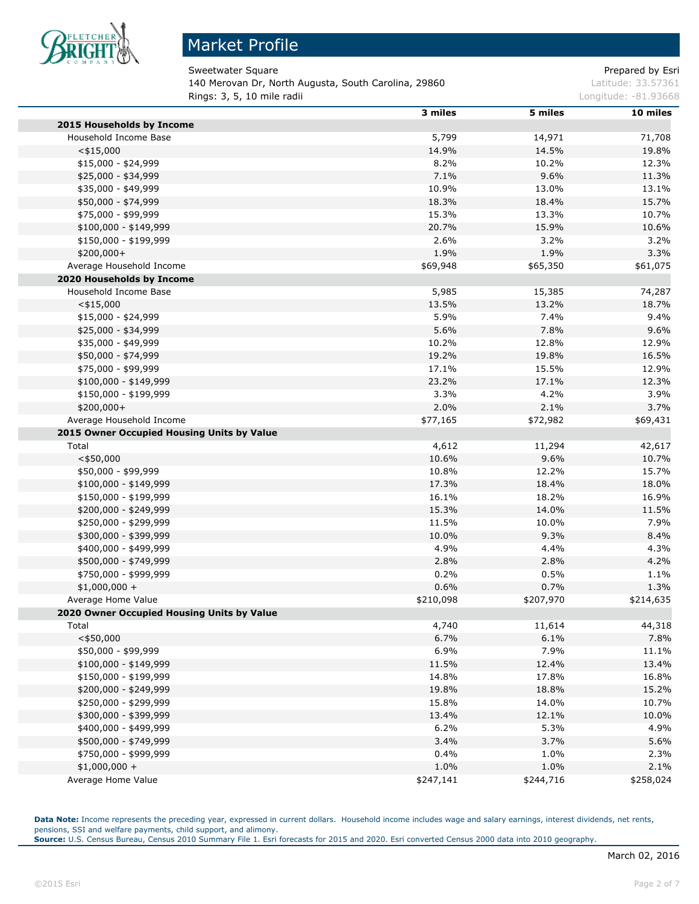# Market Profile

Sweetwater Square
140 Merovan Dr, North Augusta, South Carolina, 29860
Rings: 3, 5, 10 mile radii

Prepared by Esri
Latitude: 33.57361
Longitude: -81.93668

| | 3 miles | 5 miles | 10 miles |
|---|---|---|---|
| **2015 Households by Income** | | | |
| Household Income Base | 5,799 | 14,971 | 71,708 |
| <$15,000 | 14.9% | 14.5% | 19.8% |
| $15,000 - $24,999 | 8.2% | 10.2% | 12.3% |
| $25,000 - $34,999 | 7.1% | 9.6% | 11.3% |
| $35,000 - $49,999 | 10.9% | 13.0% | 13.1% |
| $50,000 - $74,999 | 18.3% | 18.4% | 15.7% |
| $75,000 - $99,999 | 15.3% | 13.3% | 10.7% |
| $100,000 - $149,999 | 20.7% | 15.9% | 10.6% |
| $150,000 - $199,999 | 2.6% | 3.2% | 3.2% |
| $200,000+ | 1.9% | 1.9% | 3.3% |
| Average Household Income | $69,948 | $65,350 | $61,075 |
| **2020 Households by Income** | | | |
| Household Income Base | 5,985 | 15,385 | 74,287 |
| <$15,000 | 13.5% | 13.2% | 18.7% |
| $15,000 - $24,999 | 5.9% | 7.4% | 9.4% |
| $25,000 - $34,999 | 5.6% | 7.8% | 9.6% |
| $35,000 - $49,999 | 10.2% | 12.8% | 12.9% |
| $50,000 - $74,999 | 19.2% | 19.8% | 16.5% |
| $75,000 - $99,999 | 17.1% | 15.5% | 12.9% |
| $100,000 - $149,999 | 23.2% | 17.1% | 12.3% |
| $150,000 - $199,999 | 3.3% | 4.2% | 3.9% |
| $200,000+ | 2.0% | 2.1% | 3.7% |
| Average Household Income | $77,165 | $72,982 | $69,431 |
| **2015 Owner Occupied Housing Units by Value** | | | |
| Total | 4,612 | 11,294 | 42,617 |
| <$50,000 | 10.6% | 9.6% | 10.7% |
| $50,000 - $99,999 | 10.8% | 12.2% | 15.7% |
| $100,000 - $149,999 | 17.3% | 18.4% | 18.0% |
| $150,000 - $199,999 | 16.1% | 18.2% | 16.9% |
| $200,000 - $249,999 | 15.3% | 14.0% | 11.5% |
| $250,000 - $299,999 | 11.5% | 10.0% | 7.9% |
| $300,000 - $399,999 | 10.0% | 9.3% | 8.4% |
| $400,000 - $499,999 | 4.9% | 4.4% | 4.3% |
| $500,000 - $749,999 | 2.8% | 2.8% | 4.2% |
| $750,000 - $999,999 | 0.2% | 0.5% | 1.1% |
| $1,000,000 + | 0.6% | 0.7% | 1.3% |
| Average Home Value | $210,098 | $207,970 | $214,635 |
| **2020 Owner Occupied Housing Units by Value** | | | |
| Total | 4,740 | 11,614 | 44,318 |
| <$50,000 | 6.7% | 6.1% | 7.8% |
| $50,000 - $99,999 | 6.9% | 7.9% | 11.1% |
| $100,000 - $149,999 | 11.5% | 12.4% | 13.4% |
| $150,000 - $199,999 | 14.8% | 17.8% | 16.8% |
| $200,000 - $249,999 | 19.8% | 18.8% | 15.2% |
| $250,000 - $299,999 | 15.8% | 14.0% | 10.7% |
| $300,000 - $399,999 | 13.4% | 12.1% | 10.0% |
| $400,000 - $499,999 | 6.2% | 5.3% | 4.9% |
| $500,000 - $749,999 | 3.4% | 3.7% | 5.6% |
| $750,000 - $999,999 | 0.4% | 1.0% | 2.3% |
| $1,000,000 + | 1.0% | 1.0% | 2.1% |
| Average Home Value | $247,141 | $244,716 | $258,024 |

**Data Note:** Income represents the preceding year, expressed in current dollars. Household income includes wage and salary earnings, interest dividends, net rents, pensions, SSI and welfare payments, child support, and alimony.
**Source:** U.S. Census Bureau, Census 2010 Summary File 1. Esri forecasts for 2015 and 2020. Esri converted Census 2000 data into 2010 geography.

March 02, 2016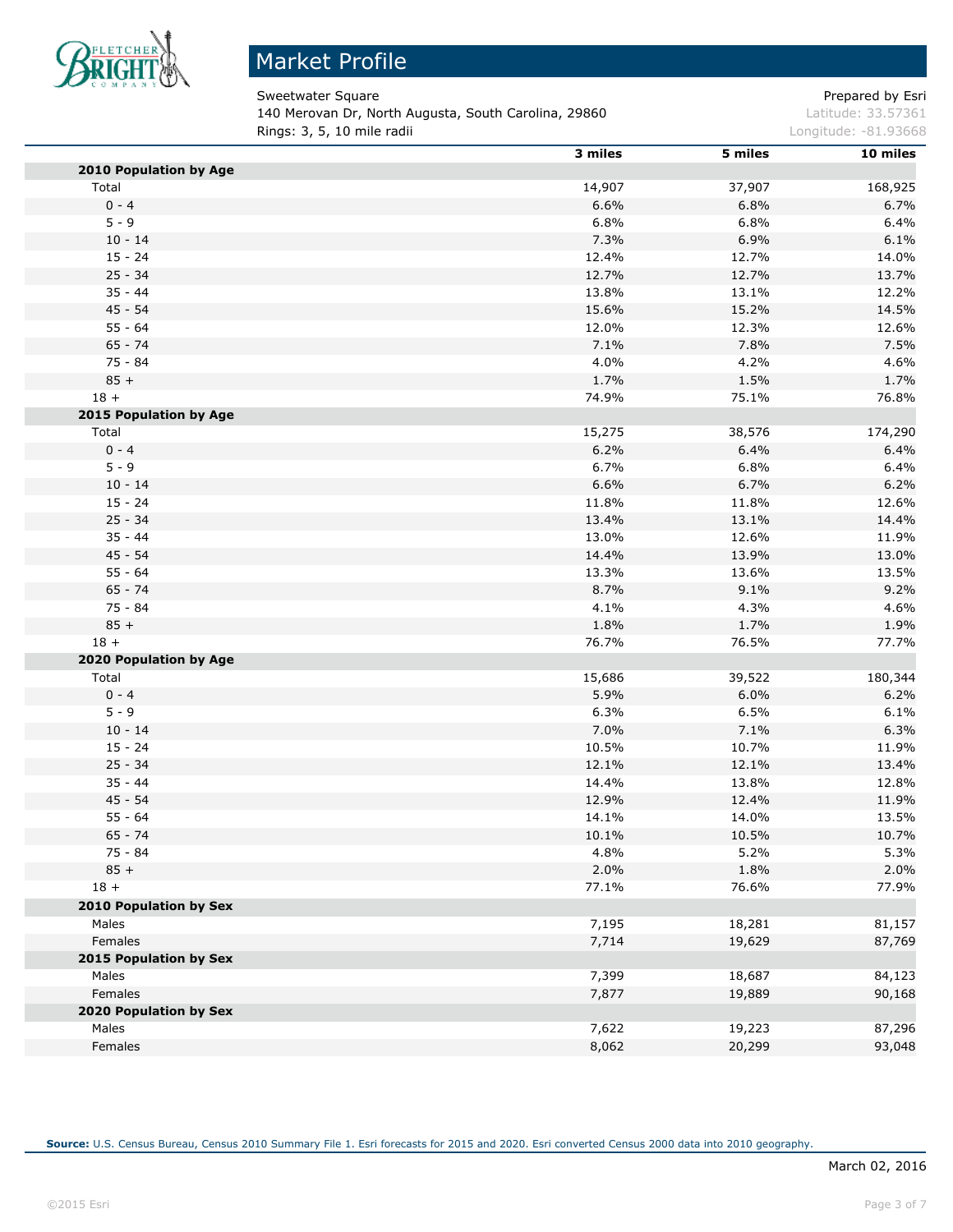# Market Profile

Sweetwater Square
140 Merovan Dr, North Augusta, South Carolina, 29860
Rings: 3, 5, 10 mile radii

Prepared by Esri
Latitude: 33.57361
Longitude: -81.93668

| | 3 miles | 5 miles | 10 miles |
|---|---|---|---|
| **2010 Population by Age** | | | |
| Total | 14,907 | 37,907 | 168,925 |
| 0 - 4 | 6.6% | 6.8% | 6.7% |
| 5 - 9 | 6.8% | 6.8% | 6.4% |
| 10 - 14 | 7.3% | 6.9% | 6.1% |
| 15 - 24 | 12.4% | 12.7% | 14.0% |
| 25 - 34 | 12.7% | 12.7% | 13.7% |
| 35 - 44 | 13.8% | 13.1% | 12.2% |
| 45 - 54 | 15.6% | 15.2% | 14.5% |
| 55 - 64 | 12.0% | 12.3% | 12.6% |
| 65 - 74 | 7.1% | 7.8% | 7.5% |
| 75 - 84 | 4.0% | 4.2% | 4.6% |
| 85 + | 1.7% | 1.5% | 1.7% |
| 18 + | 74.9% | 75.1% | 76.8% |
| **2015 Population by Age** | | | |
| Total | 15,275 | 38,576 | 174,290 |
| 0 - 4 | 6.2% | 6.4% | 6.4% |
| 5 - 9 | 6.7% | 6.8% | 6.4% |
| 10 - 14 | 6.6% | 6.7% | 6.2% |
| 15 - 24 | 11.8% | 11.8% | 12.6% |
| 25 - 34 | 13.4% | 13.1% | 14.4% |
| 35 - 44 | 13.0% | 12.6% | 11.9% |
| 45 - 54 | 14.4% | 13.9% | 13.0% |
| 55 - 64 | 13.3% | 13.6% | 13.5% |
| 65 - 74 | 8.7% | 9.1% | 9.2% |
| 75 - 84 | 4.1% | 4.3% | 4.6% |
| 85 + | 1.8% | 1.7% | 1.9% |
| 18 + | 76.7% | 76.5% | 77.7% |
| **2020 Population by Age** | | | |
| Total | 15,686 | 39,522 | 180,344 |
| 0 - 4 | 5.9% | 6.0% | 6.2% |
| 5 - 9 | 6.3% | 6.5% | 6.1% |
| 10 - 14 | 7.0% | 7.1% | 6.3% |
| 15 - 24 | 10.5% | 10.7% | 11.9% |
| 25 - 34 | 12.1% | 12.1% | 13.4% |
| 35 - 44 | 14.4% | 13.8% | 12.8% |
| 45 - 54 | 12.9% | 12.4% | 11.9% |
| 55 - 64 | 14.1% | 14.0% | 13.5% |
| 65 - 74 | 10.1% | 10.5% | 10.7% |
| 75 - 84 | 4.8% | 5.2% | 5.3% |
| 85 + | 2.0% | 1.8% | 2.0% |
| 18 + | 77.1% | 76.6% | 77.9% |
| **2010 Population by Sex** | | | |
| Males | 7,195 | 18,281 | 81,157 |
| Females | 7,714 | 19,629 | 87,769 |
| **2015 Population by Sex** | | | |
| Males | 7,399 | 18,687 | 84,123 |
| Females | 7,877 | 19,889 | 90,168 |
| **2020 Population by Sex** | | | |
| Males | 7,622 | 19,223 | 87,296 |
| Females | 8,062 | 20,299 | 93,048 |

**Source:** U.S. Census Bureau, Census 2010 Summary File 1. Esri forecasts for 2015 and 2020. Esri converted Census 2000 data into 2010 geography.

March 02, 2016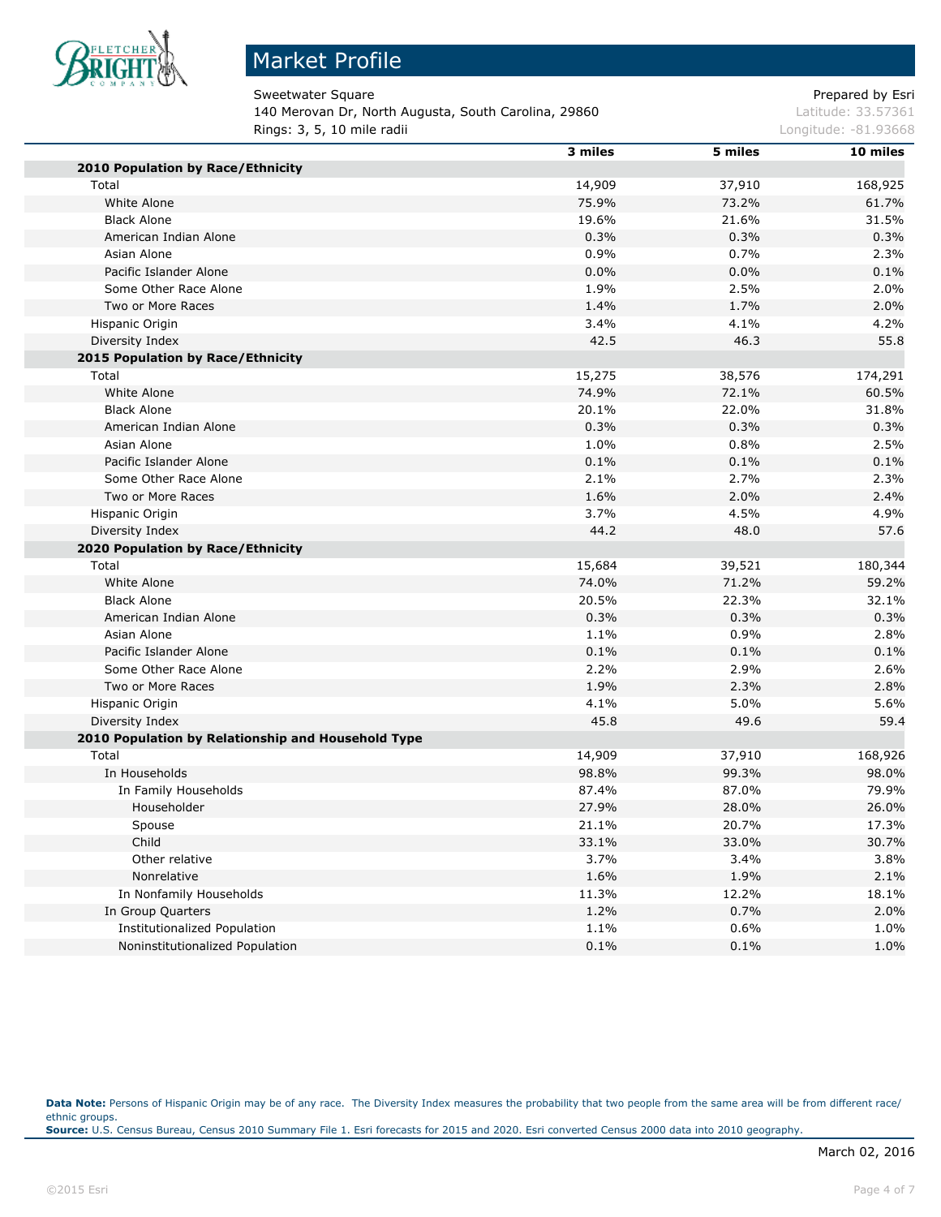# Market Profile

Sweetwater Square
140 Merovan Dr, North Augusta, South Carolina, 29860
Rings: 3, 5, 10 mile radii

Prepared by Esri
Latitude: 33.57361
Longitude: -81.93668

| | 3 miles | 5 miles | 10 miles |
|---|---|---|---|
| **2010 Population by Race/Ethnicity** | | | |
| Total | 14,909 | 37,910 | 168,925 |
| White Alone | 75.9% | 73.2% | 61.7% |
| Black Alone | 19.6% | 21.6% | 31.5% |
| American Indian Alone | 0.3% | 0.3% | 0.3% |
| Asian Alone | 0.9% | 0.7% | 2.3% |
| Pacific Islander Alone | 0.0% | 0.0% | 0.1% |
| Some Other Race Alone | 1.9% | 2.5% | 2.0% |
| Two or More Races | 1.4% | 1.7% | 2.0% |
| Hispanic Origin | 3.4% | 4.1% | 4.2% |
| Diversity Index | 42.5 | 46.3 | 55.8 |
| **2015 Population by Race/Ethnicity** | | | |
| Total | 15,275 | 38,576 | 174,291 |
| White Alone | 74.9% | 72.1% | 60.5% |
| Black Alone | 20.1% | 22.0% | 31.8% |
| American Indian Alone | 0.3% | 0.3% | 0.3% |
| Asian Alone | 1.0% | 0.8% | 2.5% |
| Pacific Islander Alone | 0.1% | 0.1% | 0.1% |
| Some Other Race Alone | 2.1% | 2.7% | 2.3% |
| Two or More Races | 1.6% | 2.0% | 2.4% |
| Hispanic Origin | 3.7% | 4.5% | 4.9% |
| Diversity Index | 44.2 | 48.0 | 57.6 |
| **2020 Population by Race/Ethnicity** | | | |
| Total | 15,684 | 39,521 | 180,344 |
| White Alone | 74.0% | 71.2% | 59.2% |
| Black Alone | 20.5% | 22.3% | 32.1% |
| American Indian Alone | 0.3% | 0.3% | 0.3% |
| Asian Alone | 1.1% | 0.9% | 2.8% |
| Pacific Islander Alone | 0.1% | 0.1% | 0.1% |
| Some Other Race Alone | 2.2% | 2.9% | 2.6% |
| Two or More Races | 1.9% | 2.3% | 2.8% |
| Hispanic Origin | 4.1% | 5.0% | 5.6% |
| Diversity Index | 45.8 | 49.6 | 59.4 |
| **2010 Population by Relationship and Household Type** | | | |
| Total | 14,909 | 37,910 | 168,926 |
| In Households | 98.8% | 99.3% | 98.0% |
| In Family Households | 87.4% | 87.0% | 79.9% |
| Householder | 27.9% | 28.0% | 26.0% |
| Spouse | 21.1% | 20.7% | 17.3% |
| Child | 33.1% | 33.0% | 30.7% |
| Other relative | 3.7% | 3.4% | 3.8% |
| Nonrelative | 1.6% | 1.9% | 2.1% |
| In Nonfamily Households | 11.3% | 12.2% | 18.1% |
| In Group Quarters | 1.2% | 0.7% | 2.0% |
| Institutionalized Population | 1.1% | 0.6% | 1.0% |
| Noninstitutionalized Population | 0.1% | 0.1% | 1.0% |

**Data Note:** Persons of Hispanic Origin may be of any race. The Diversity Index measures the probability that two people from the same area will be from different race/ethnic groups.
**Source:** U.S. Census Bureau, Census 2010 Summary File 1. Esri forecasts for 2015 and 2020. Esri converted Census 2000 data into 2010 geography.

March 02, 2016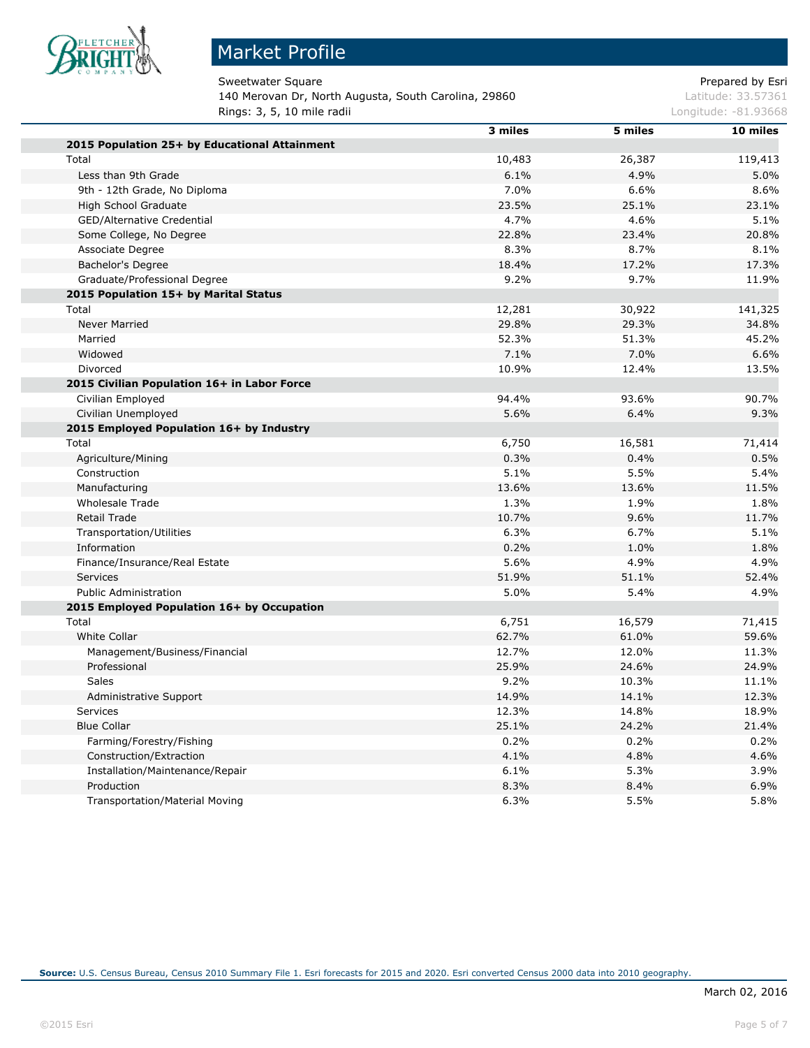# Market Profile

Sweetwater Square
140 Merovan Dr, North Augusta, South Carolina, 29860
Rings: 3, 5, 10 mile radii

Prepared by Esri
Latitude: 33.57361
Longitude: -81.93668

| | 3 miles | 5 miles | 10 miles |
|---|---|---|---|
| **2015 Population 25+ by Educational Attainment** | | | |
| Total | 10,483 | 26,387 | 119,413 |
| Less than 9th Grade | 6.1% | 4.9% | 5.0% |
| 9th - 12th Grade, No Diploma | 7.0% | 6.6% | 8.6% |
| High School Graduate | 23.5% | 25.1% | 23.1% |
| GED/Alternative Credential | 4.7% | 4.6% | 5.1% |
| Some College, No Degree | 22.8% | 23.4% | 20.8% |
| Associate Degree | 8.3% | 8.7% | 8.1% |
| Bachelor's Degree | 18.4% | 17.2% | 17.3% |
| Graduate/Professional Degree | 9.2% | 9.7% | 11.9% |
| **2015 Population 15+ by Marital Status** | | | |
| Total | 12,281 | 30,922 | 141,325 |
| Never Married | 29.8% | 29.3% | 34.8% |
| Married | 52.3% | 51.3% | 45.2% |
| Widowed | 7.1% | 7.0% | 6.6% |
| Divorced | 10.9% | 12.4% | 13.5% |
| **2015 Civilian Population 16+ in Labor Force** | | | |
| Civilian Employed | 94.4% | 93.6% | 90.7% |
| Civilian Unemployed | 5.6% | 6.4% | 9.3% |
| **2015 Employed Population 16+ by Industry** | | | |
| Total | 6,750 | 16,581 | 71,414 |
| Agriculture/Mining | 0.3% | 0.4% | 0.5% |
| Construction | 5.1% | 5.5% | 5.4% |
| Manufacturing | 13.6% | 13.6% | 11.5% |
| Wholesale Trade | 1.3% | 1.9% | 1.8% |
| Retail Trade | 10.7% | 9.6% | 11.7% |
| Transportation/Utilities | 6.3% | 6.7% | 5.1% |
| Information | 0.2% | 1.0% | 1.8% |
| Finance/Insurance/Real Estate | 5.6% | 4.9% | 4.9% |
| Services | 51.9% | 51.1% | 52.4% |
| Public Administration | 5.0% | 5.4% | 4.9% |
| **2015 Employed Population 16+ by Occupation** | | | |
| Total | 6,751 | 16,579 | 71,415 |
| White Collar | 62.7% | 61.0% | 59.6% |
| Management/Business/Financial | 12.7% | 12.0% | 11.3% |
| Professional | 25.9% | 24.6% | 24.9% |
| Sales | 9.2% | 10.3% | 11.1% |
| Administrative Support | 14.9% | 14.1% | 12.3% |
| Services | 12.3% | 14.8% | 18.9% |
| Blue Collar | 25.1% | 24.2% | 21.4% |
| Farming/Forestry/Fishing | 0.2% | 0.2% | 0.2% |
| Construction/Extraction | 4.1% | 4.8% | 4.6% |
| Installation/Maintenance/Repair | 6.1% | 5.3% | 3.9% |
| Production | 8.3% | 8.4% | 6.9% |
| Transportation/Material Moving | 6.3% | 5.5% | 5.8% |

**Source:** U.S. Census Bureau, Census 2010 Summary File 1. Esri forecasts for 2015 and 2020. Esri converted Census 2000 data into 2010 geography.

March 02, 2016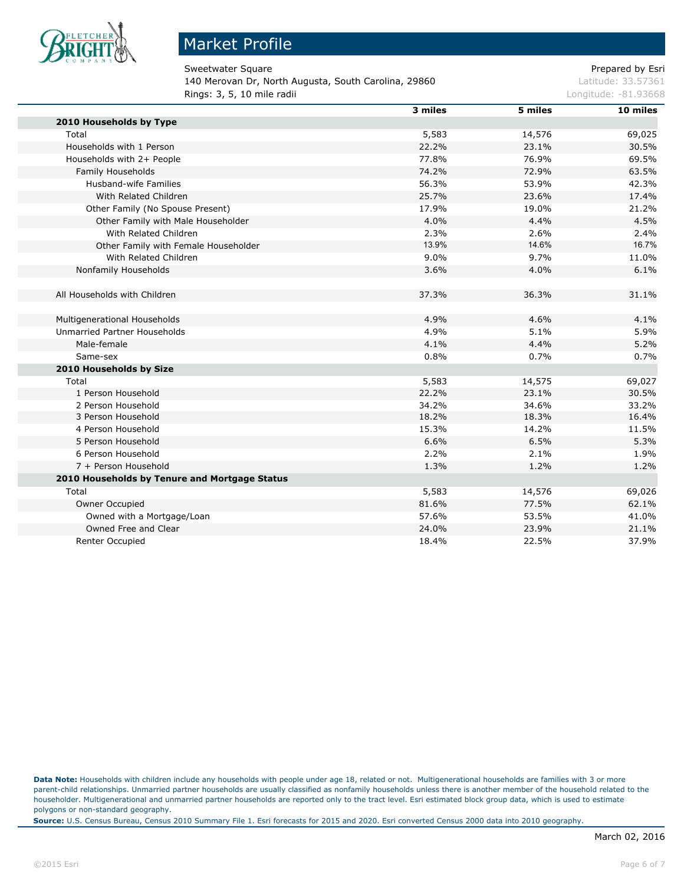# Market Profile

Sweetwater Square
140 Merovan Dr, North Augusta, South Carolina, 29860
Rings: 3, 5, 10 mile radii

Prepared by Esri
Latitude: 33.57361
Longitude: -81.93668

| | 3 miles | 5 miles | 10 miles |
|---|---|---|---|
| **2010 Households by Type** | | | |
| Total | 5,583 | 14,576 | 69,025 |
| Households with 1 Person | 22.2% | 23.1% | 30.5% |
| Households with 2+ People | 77.8% | 76.9% | 69.5% |
| Family Households | 74.2% | 72.9% | 63.5% |
| Husband-wife Families | 56.3% | 53.9% | 42.3% |
| With Related Children | 25.7% | 23.6% | 17.4% |
| Other Family (No Spouse Present) | 17.9% | 19.0% | 21.2% |
| Other Family with Male Householder | 4.0% | 4.4% | 4.5% |
| With Related Children | 2.3% | 2.6% | 2.4% |
| Other Family with Female Householder | 13.9% | 14.6% | 16.7% |
| With Related Children | 9.0% | 9.7% | 11.0% |
| Nonfamily Households | 3.6% | 4.0% | 6.1% |
| | | | |
| All Households with Children | 37.3% | 36.3% | 31.1% |
| | | | |
| Multigenerational Households | 4.9% | 4.6% | 4.1% |
| Unmarried Partner Households | 4.9% | 5.1% | 5.9% |
| Male-female | 4.1% | 4.4% | 5.2% |
| Same-sex | 0.8% | 0.7% | 0.7% |
| **2010 Households by Size** | | | |
| Total | 5,583 | 14,575 | 69,027 |
| 1 Person Household | 22.2% | 23.1% | 30.5% |
| 2 Person Household | 34.2% | 34.6% | 33.2% |
| 3 Person Household | 18.2% | 18.3% | 16.4% |
| 4 Person Household | 15.3% | 14.2% | 11.5% |
| 5 Person Household | 6.6% | 6.5% | 5.3% |
| 6 Person Household | 2.2% | 2.1% | 1.9% |
| 7 + Person Household | 1.3% | 1.2% | 1.2% |
| **2010 Households by Tenure and Mortgage Status** | | | |
| Total | 5,583 | 14,576 | 69,026 |
| Owner Occupied | 81.6% | 77.5% | 62.1% |
| Owned with a Mortgage/Loan | 57.6% | 53.5% | 41.0% |
| Owned Free and Clear | 24.0% | 23.9% | 21.1% |
| Renter Occupied | 18.4% | 22.5% | 37.9% |

**Data Note:** Households with children include any households with people under age 18, related or not. Multigenerational households are families with 3 or more parent-child relationships. Unmarried partner households are usually classified as nonfamily households unless there is another member of the household related to the householder. Multigenerational and unmarried partner households are reported only to the tract level. Esri estimated block group data, which is used to estimate polygons or non-standard geography.

**Source:** U.S. Census Bureau, Census 2010 Summary File 1. Esri forecasts for 2015 and 2020. Esri converted Census 2000 data into 2010 geography.

March 02, 2016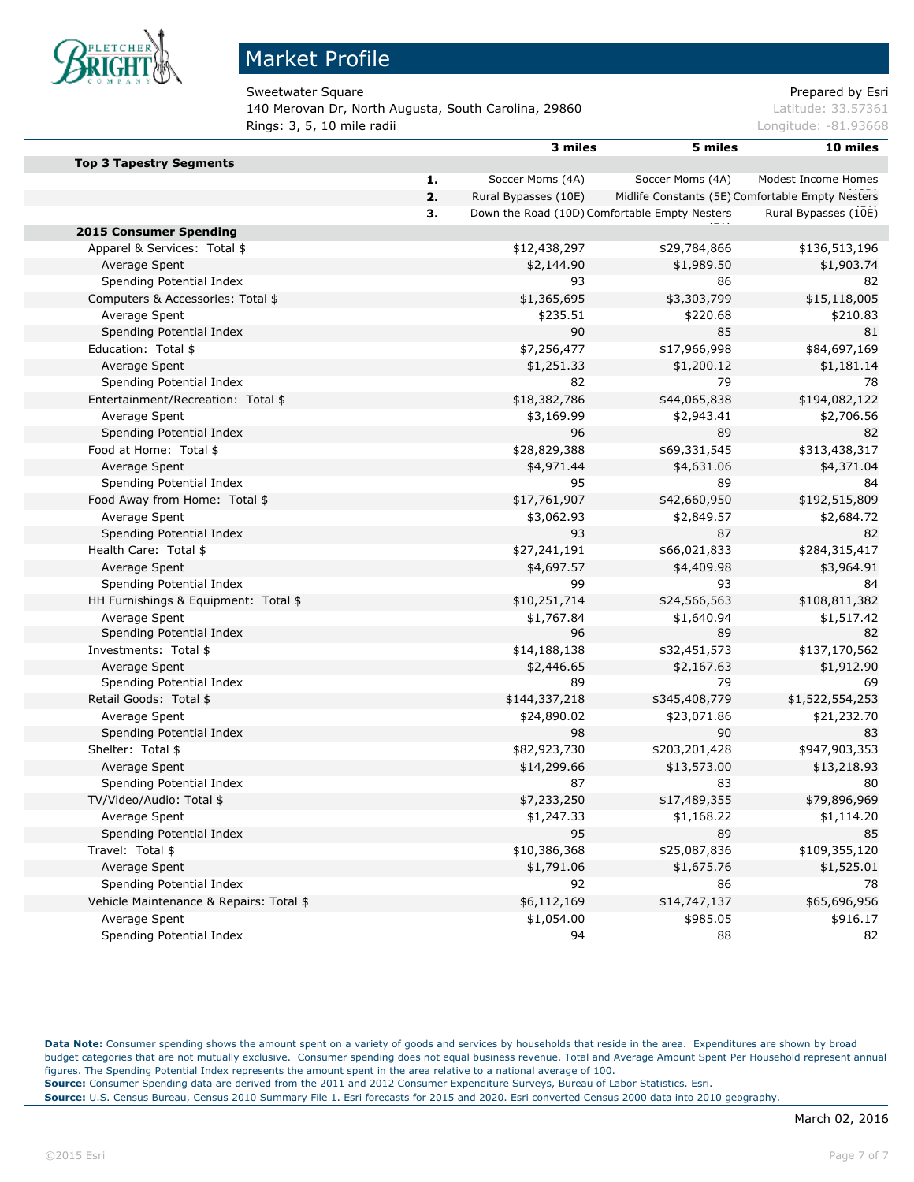# Market Profile

Sweetwater Square
140 Merovan Dr, North Augusta, South Carolina, 29860
Rings: 3, 5, 10 mile radii

Prepared by Esri
Latitude: 33.57361
Longitude: -81.93668

| | | 3 miles | 5 miles | 10 miles |
|---|---|---|---|---|
| **Top 3 Tapestry Segments** | | | | |
| | 1. | Soccer Moms (4A) | Soccer Moms (4A) | Modest Income Homes |
| | 2. | Rural Bypasses (10E) | Midlife Constants (5E) | Comfortable Empty Nesters |
| | 3. | Down the Road (10D) | Comfortable Empty Nesters | Rural Bypasses (10E) |
| **2015 Consumer Spending** | | | | |
| Apparel & Services: Total $ | | $12,438,297 | $29,784,866 | $136,513,196 |
| Average Spent | | $2,144.90 | $1,989.50 | $1,903.74 |
| Spending Potential Index | | 93 | 86 | 82 |
| Computers & Accessories: Total $ | | $1,365,695 | $3,303,799 | $15,118,005 |
| Average Spent | | $235.51 | $220.68 | $210.83 |
| Spending Potential Index | | 90 | 85 | 81 |
| Education: Total $ | | $7,256,477 | $17,966,998 | $84,697,169 |
| Average Spent | | $1,251.33 | $1,200.12 | $1,181.14 |
| Spending Potential Index | | 82 | 79 | 78 |
| Entertainment/Recreation: Total $ | | $18,382,786 | $44,065,838 | $194,082,122 |
| Average Spent | | $3,169.99 | $2,943.41 | $2,706.56 |
| Spending Potential Index | | 96 | 89 | 82 |
| Food at Home: Total $ | | $28,829,388 | $69,331,545 | $313,438,317 |
| Average Spent | | $4,971.44 | $4,631.06 | $4,371.04 |
| Spending Potential Index | | 95 | 89 | 84 |
| Food Away from Home: Total $ | | $17,761,907 | $42,660,950 | $192,515,809 |
| Average Spent | | $3,062.93 | $2,849.57 | $2,684.72 |
| Spending Potential Index | | 93 | 87 | 82 |
| Health Care: Total $ | | $27,241,191 | $66,021,833 | $284,315,417 |
| Average Spent | | $4,697.57 | $4,409.98 | $3,964.91 |
| Spending Potential Index | | 99 | 93 | 84 |
| HH Furnishings & Equipment: Total $ | | $10,251,714 | $24,566,563 | $108,811,382 |
| Average Spent | | $1,767.84 | $1,640.94 | $1,517.42 |
| Spending Potential Index | | 96 | 89 | 82 |
| Investments: Total $ | | $14,188,138 | $32,451,573 | $137,170,562 |
| Average Spent | | $2,446.65 | $2,167.63 | $1,912.90 |
| Spending Potential Index | | 89 | 79 | 69 |
| Retail Goods: Total $ | | $144,337,218 | $345,408,779 | $1,522,554,253 |
| Average Spent | | $24,890.02 | $23,071.86 | $21,232.70 |
| Spending Potential Index | | 98 | 90 | 83 |
| Shelter: Total $ | | $82,923,730 | $203,201,428 | $947,903,353 |
| Average Spent | | $14,299.66 | $13,573.00 | $13,218.93 |
| Spending Potential Index | | 87 | 83 | 80 |
| TV/Video/Audio: Total $ | | $7,233,250 | $17,489,355 | $79,896,969 |
| Average Spent | | $1,247.33 | $1,168.22 | $1,114.20 |
| Spending Potential Index | | 95 | 89 | 85 |
| Travel: Total $ | | $10,386,368 | $25,087,836 | $109,355,120 |
| Average Spent | | $1,791.06 | $1,675.76 | $1,525.01 |
| Spending Potential Index | | 92 | 86 | 78 |
| Vehicle Maintenance & Repairs: Total $ | | $6,112,169 | $14,747,137 | $65,696,956 |
| Average Spent | | $1,054.00 | $985.05 | $916.17 |
| Spending Potential Index | | 94 | 88 | 82 |

**Data Note:** Consumer spending shows the amount spent on a variety of goods and services by households that reside in the area. Expenditures are shown by broad budget categories that are not mutually exclusive. Consumer spending does not equal business revenue. Total and Average Amount Spent Per Household represent annual figures. The Spending Potential Index represents the amount spent in the area relative to a national average of 100.
**Source:** Consumer Spending data are derived from the 2011 and 2012 Consumer Expenditure Surveys, Bureau of Labor Statistics. Esri.
**Source:** U.S. Census Bureau, Census 2010 Summary File 1. Esri forecasts for 2015 and 2020. Esri converted Census 2000 data into 2010 geography.

March 02, 2016